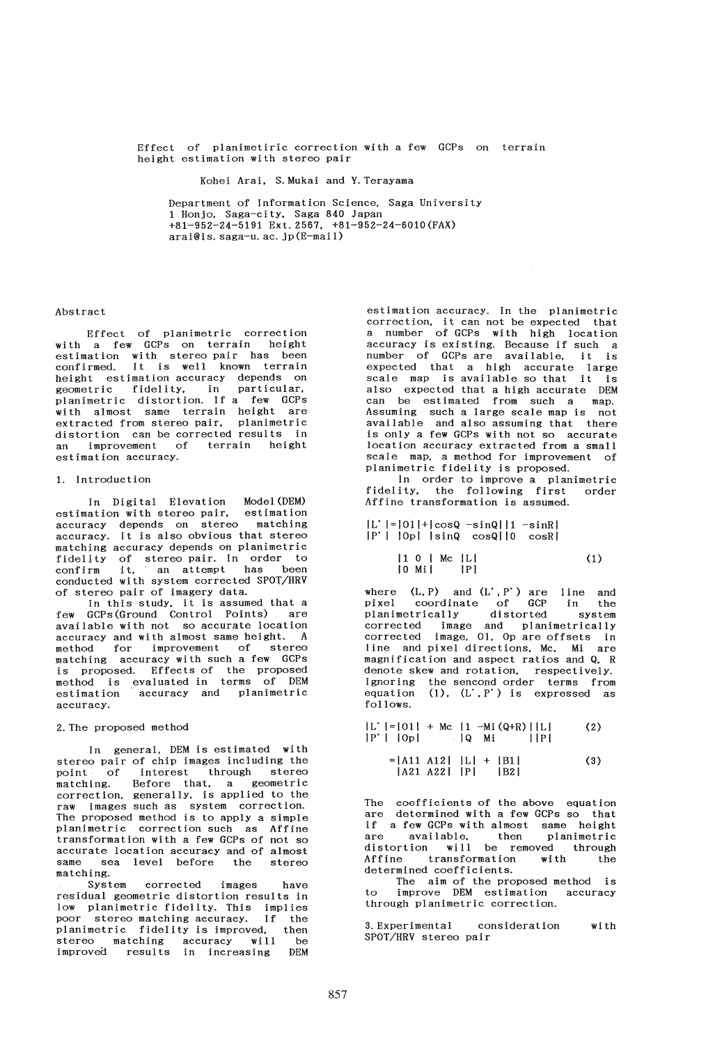# Effect of planimetiric correction with a few GCPs on terrain height estimation with stereo pair

Kohei Arai, S. Mukai and Y. Terayama

Department of Information Science, Saga University
1 Honjo, Saga-city, Saga 840 Japan
+81-952-24-5191 Ext. 2567, +81-952-24-6010(FAX)
arai@is.saga-u.ac.jp(E-mail)

## Abstract

Effect of planimetric correction with a few GCPs on terrain height estimation with stereo pair has been confirmed. It is well known terrain height estimation accuracy depends on geometric fidelity, in particular, planimetric distortion. If a few GCPs with almost same terrain height are extracted from stereo pair, planimetric distortion can be corrected results in an improvement of terrain height estimation accuracy.

## 1. Introduction

In Digital Elevation Model(DEM) estimation with stereo pair, estimation accuracy depends on stereo matching accuracy. It is also obvious that stereo matching accuracy depends on planimetric fidelity of stereo pair. In order to confirm it, an attempt has been conducted with system corrected SPOT/HRV of stereo pair of imagery data.

In this study, it is assumed that a few GCPs(Ground Control Points) are available with not so accurate location accuracy and with almost same height. A method for improvement of stereo matching accuracy with such a few GCPs is proposed. Effects of the proposed method is evaluated in terms of DEM estimation accuracy and planimetric accuracy.

## 2. The proposed method

In general, DEM is estimated with stereo pair of chip images including the point of interest through stereo matching. Before that, a geometric correction, generally, is applied to the raw images such as system correction. The proposed method is to apply a simple planimetric correction such as Affine transformation with a few GCPs of not so accurate location accuracy and of almost same sea level before the stereo matching.

System corrected images have residual geometric distortion results in low planimetric fidelity. This implies poor stereo matching accuracy. If the planimetric fidelity is improved, then stereo matching accuracy will be improved results in increasing DEM estimation accuracy. In the planimetric correction, it can not be expected that a number of GCPs with high location accuracy is existing. Because if such a number of GCPs are available, it is expected that a high accurate large scale map is available so that it is also expected that a high accurate DEM can be estimated from such a map. Assuming such a large scale map is not available and also assuming that there is only a few GCPs with not so accurate location accuracy extracted from a small scale map, a method for improvement of planimetric fidelity is proposed.

In order to improve a planimetric fidelity, the following first order Affine transformation is assumed.

$$\begin{pmatrix} L' \\ P' \end{pmatrix} = \begin{pmatrix} Ol \\ Op \end{pmatrix} + \begin{pmatrix} \cos Q & -\sin Q \\ \sin Q & \cos Q \end{pmatrix} \begin{pmatrix} 1 & -\sin R \\ 0 & \cos R \end{pmatrix} \begin{pmatrix} 1 & 0 \\ 0 & Mi \end{pmatrix} Mc \begin{pmatrix} L \\ P \end{pmatrix} \tag{1}$$

where (L, P) and (L', P') are line and pixel coordinate of GCP in the planimetrically distorted system corrected image and planimetrically corrected image, Ol, Op are offsets in line and pixel directions, Mc, Mi are magnification and aspect ratios and Q, R denote skew and rotation, respectively. Ignoring the sencond order terms from equation (1), (L', P') is expressed as follows.

$$\begin{pmatrix} L' \\ P' \end{pmatrix} = \begin{pmatrix} Ol \\ Op \end{pmatrix} + Mc \begin{pmatrix} 1 & -Mi(Q+R) \\ Q & Mi \end{pmatrix} \begin{pmatrix} L \\ P \end{pmatrix} \tag{2}$$

$$= \begin{pmatrix} A11 & A12 \\ A21 & A22 \end{pmatrix} \begin{pmatrix} L \\ P \end{pmatrix} + \begin{pmatrix} B1 \\ B2 \end{pmatrix} \tag{3}$$

The coefficients of the above equation are determined with a few GCPs so that if a few GCPs with almost same height are available, then planimetric distortion will be removed through Affine transformation with the determined coefficients.

The aim of the proposed method is to improve DEM estimation accuracy through planimetric correction.

## 3. Experimental consideration with SPOT/HRV stereo pair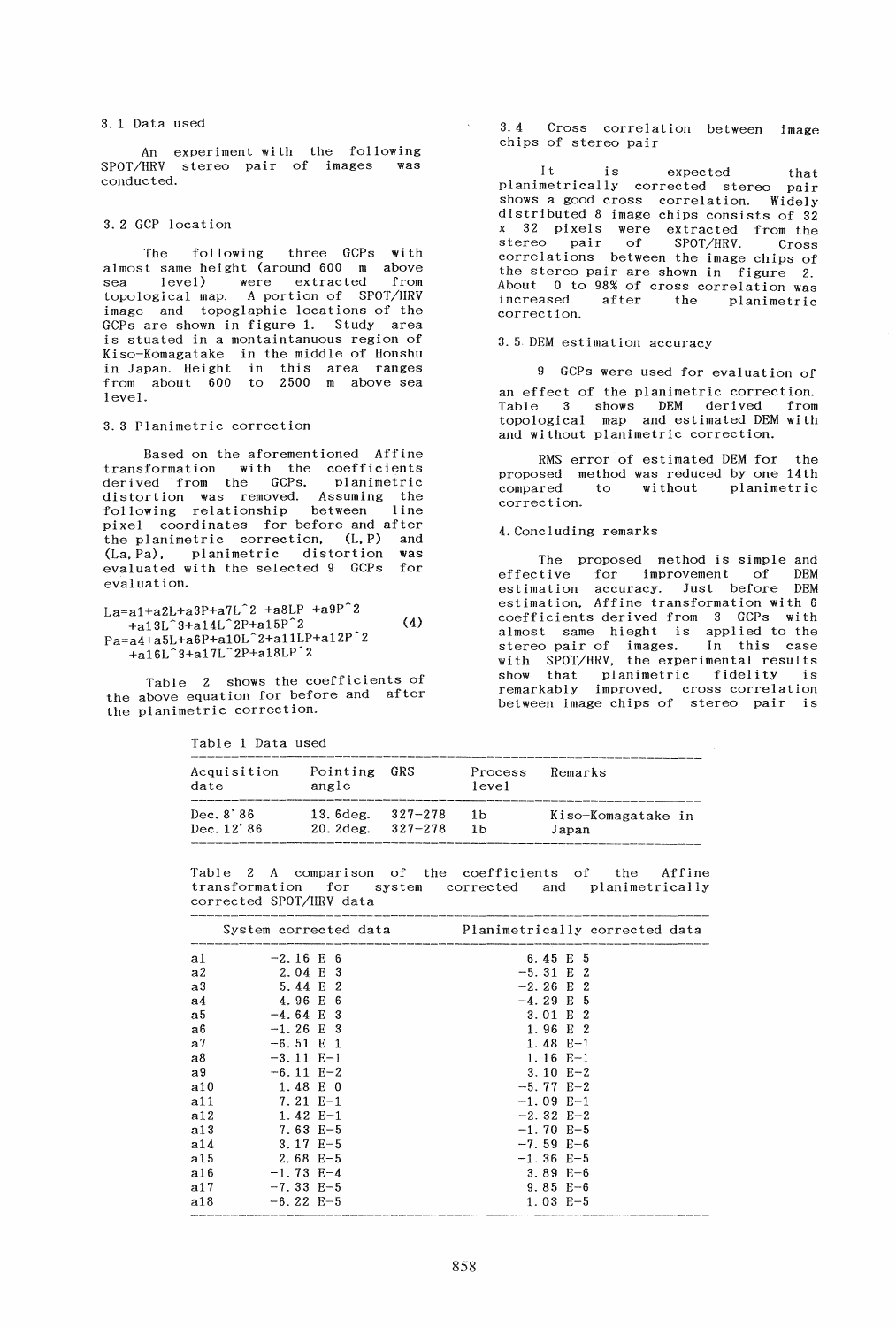### 3.1 Data used

An experiment with the following SPOT/HRV stereo pair of images was conducted.

### 3.2 GCP location

The following three GCPs with almost same height (around 600 m above sea level) were extracted from topological map. A portion of SPOT/HRV image and topoglaphic locations of the GCPs are shown in figure 1. Study area is stuated in a montaintanuous region of Kiso-Komagatake in the middle of Honshu in Japan. Height in this area ranges from about 600 to 2500 m above sea level.

### 3.3 Planimetric correction

Based on the aforementioned Affine transformation with the coefficients derived from the GCPs, planimetric distortion was removed. Assuming the following relationship between line pixel coordinates for before and after the planimetric correction, (L,P) and (La,Pa), planimetric distortion was evaluated with the selected 9 GCPs for evaluation.

$$
\begin{aligned}
La &= a1+a2L+a3P+a7L^2+a8LP+a9P^2 \\
&\quad +a13L^3+a14L^2P+a15P^2 \\
Pa &= a4+a5L+a6P+a10L^2+a11LP+a12P^2 \\
&\quad +a16L^3+a17L^2P+a18LP^2
\end{aligned}
\tag{4}
$$

Table 2 shows the coefficients of the above equation for before and after the planimetric correction.

### 3.4 Cross correlation between image chips of stereo pair

It is expected that planimetrically corrected stereo pair shows a good cross correlation. Widely distributed 8 image chips consists of 32 x 32 pixels were extracted from the stereo pair of SPOT/HRV. Cross correlations between the image chips of the stereo pair are shown in figure 2. About 0 to 98% of cross correlation was increased after the planimetric correction.

### 3.5 DEM estimation accuracy

9 GCPs were used for evaluation of an effect of the planimetric correction. Table 3 shows DEM derived from topological map and estimated DEM with and without planimetric correction.

RMS error of estimated DEM for the proposed method was reduced by one 14th compared to without planimetric correction.

## 4. Concluding remarks

The proposed method is simple and effective for improvement of DEM estimation accuracy. Just before DEM estimation, Affine transformation with 6 coefficients derived from 3 GCPs with almost same hieght is applied to the stereo pair of images. In this case with SPOT/HRV, the experimental results show that planimetric fidelity is remarkably improved, cross correlation between image chips of stereo pair is

Table 1 Data used

| Acquisition date | Pointing angle | GRS | Process level | Remarks |
|---|---|---|---|---|
| Dec. 8'86 | 13.6deg. | 327-278 | 1b | Kiso-Komagatake in |
| Dec. 12'86 | 20.2deg. | 327-278 | 1b | Japan |

Table 2 A comparison of the coefficients of the Affine transformation for system corrected and planimetrically corrected SPOT/HRV data

| | System corrected data | Planimetrically corrected data |
|---|---|---|
| a1 | -2.16 E 6 | 6.45 E 5 |
| a2 | 2.04 E 3 | -5.31 E 2 |
| a3 | 5.44 E 2 | -2.26 E 2 |
| a4 | 4.96 E 6 | -4.29 E 5 |
| a5 | -4.64 E 3 | 3.01 E 2 |
| a6 | -1.26 E 3 | 1.96 E 2 |
| a7 | -6.51 E 1 | 1.48 E-1 |
| a8 | -3.11 E-1 | 1.16 E-1 |
| a9 | -6.11 E-2 | 3.10 E-2 |
| a10 | 1.48 E 0 | -5.77 E-2 |
| a11 | 7.21 E-1 | -1.09 E-1 |
| a12 | 1.42 E-1 | -2.32 E-2 |
| a13 | 7.63 E-5 | -1.70 E-5 |
| a14 | 3.17 E-5 | -7.59 E-6 |
| a15 | 2.68 E-5 | -1.36 E-5 |
| a16 | -1.73 E-4 | 3.89 E-6 |
| a17 | -7.33 E-5 | 9.85 E-6 |
| a18 | -6.22 E-5 | 1.03 E-5 |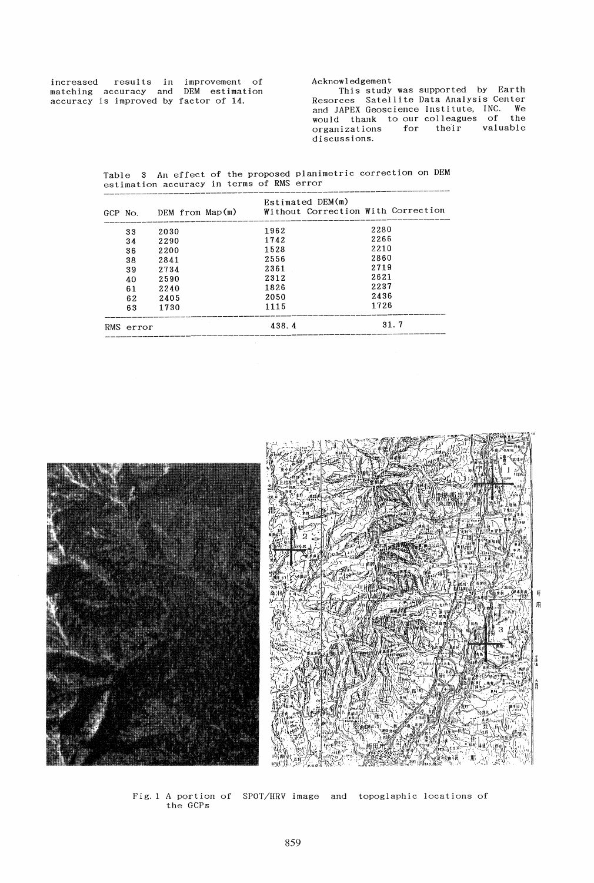increased results in improvement of matching accuracy and DEM estimation accuracy is improved by factor of 14.

Acknowledgement

This study was supported by Earth Resorces Satellite Data Analysis Center and JAPEX Geoscience Institute, INC. We would thank to our colleagues of the organizations for their valuable discussions.

Table 3 An effect of the proposed planimetric correction on DEM estimation accuracy in terms of RMS error

| GCP No. | DEM from Map(m) | Estimated DEM(m) Without Correction | With Correction |
|---|---|---|---|
| 33 | 2030 | 1962 | 2280 |
| 34 | 2290 | 1742 | 2266 |
| 36 | 2200 | 1528 | 2210 |
| 38 | 2841 | 2556 | 2860 |
| 39 | 2734 | 2361 | 2719 |
| 40 | 2590 | 2312 | 2621 |
| 61 | 2240 | 1826 | 2237 |
| 62 | 2405 | 2050 | 2436 |
| 63 | 1730 | 1115 | 1726 |
| RMS error | | 438.4 | 31.7 |

Fig. 1 A portion of SPOT/HRV image and topoglaphic locations of the GCPs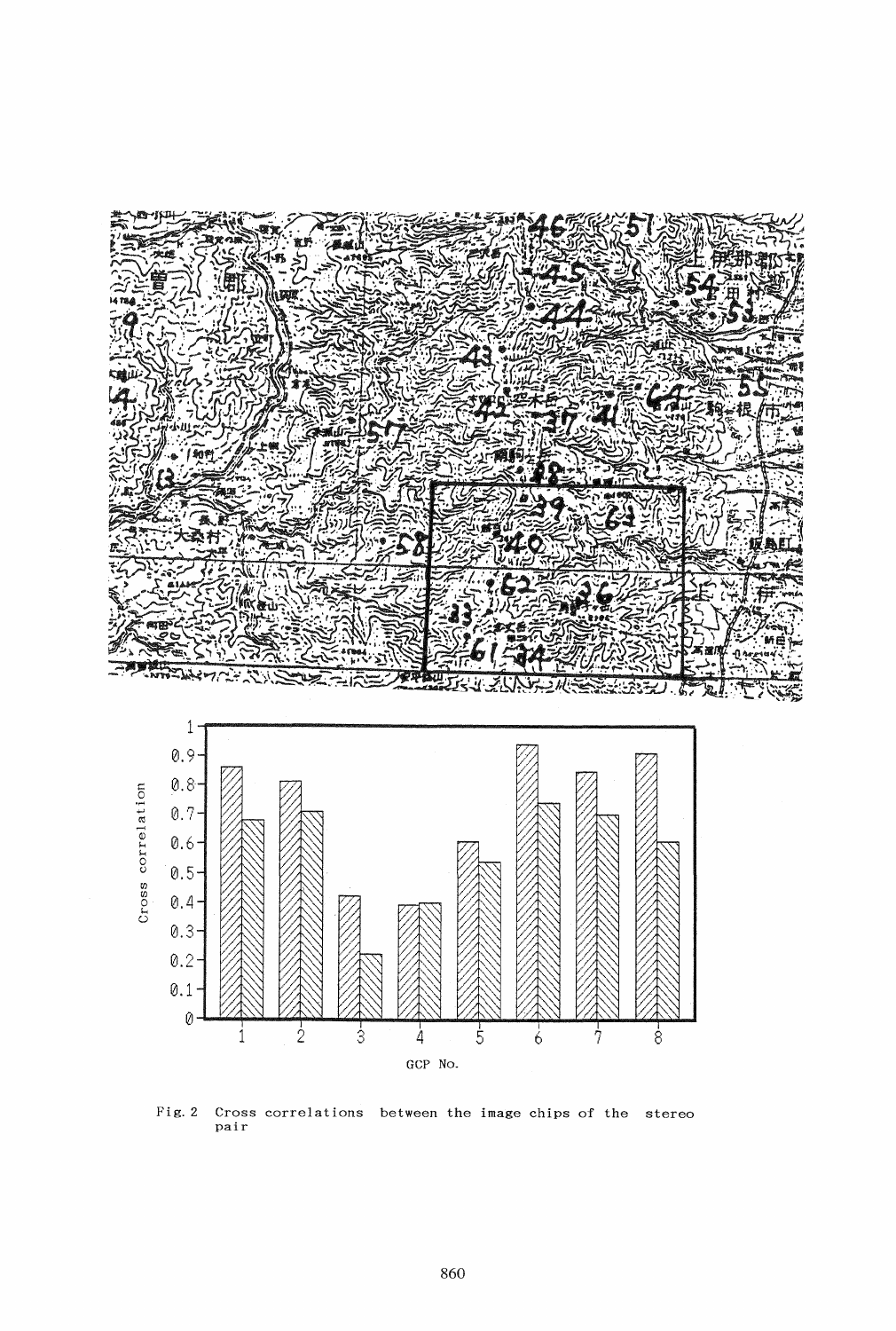1
0.9
0.8
0.7
0.6
0.5
0.4
0.3
0.2
0.1
0

Cross correlation

1 2 3 4 5 6 7 8

GCP No.

Fig. 2 Cross correlations between the image chips of the stereo pair